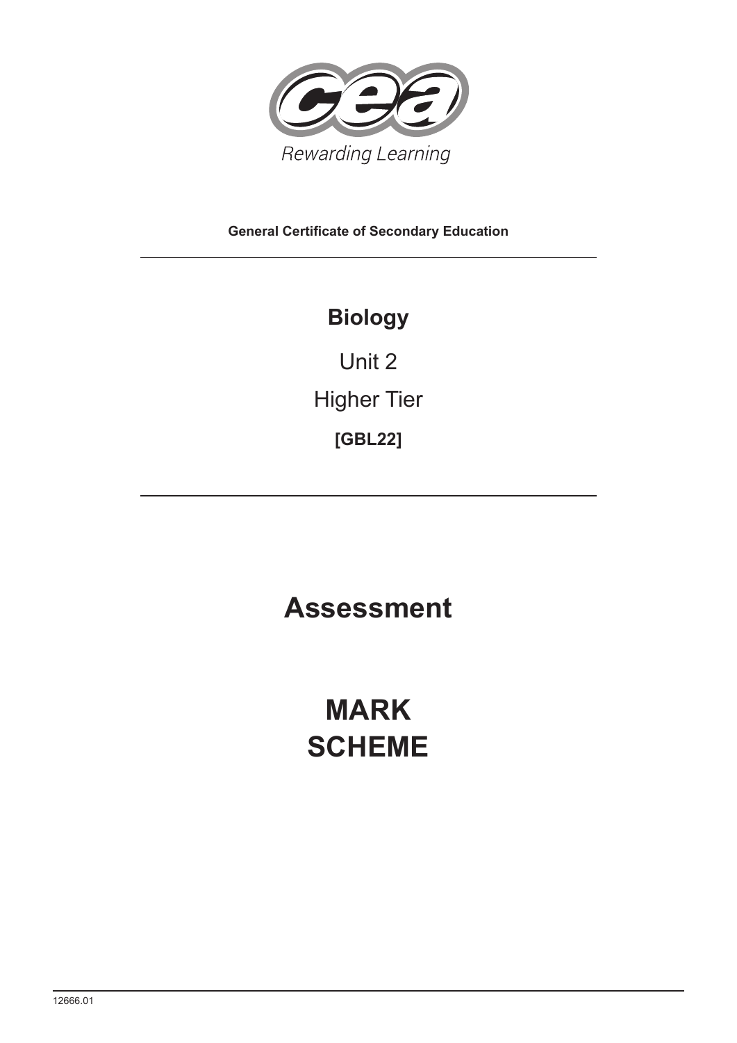Rewarding Learning

**General Certificate of Secondary Education**

---

## Biology

Unit 2

Higher Tier

**[GBL22]**

---

# Assessment

# MARK SCHEME

12666.01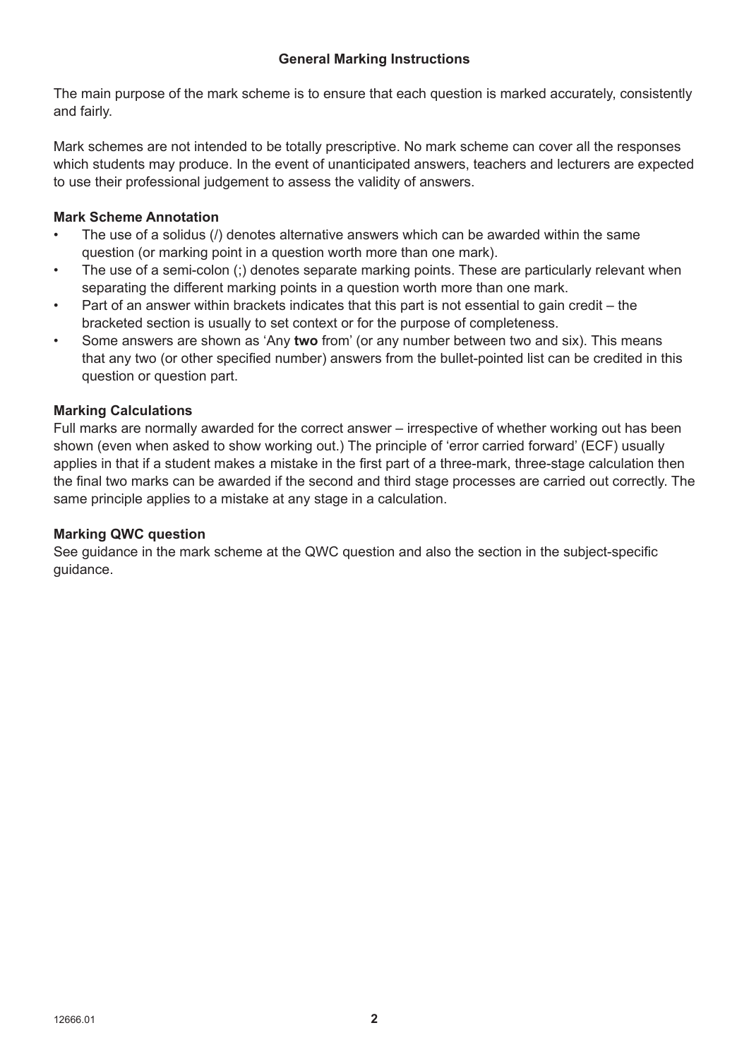## General Marking Instructions

The main purpose of the mark scheme is to ensure that each question is marked accurately, consistently and fairly.

Mark schemes are not intended to be totally prescriptive. No mark scheme can cover all the responses which students may produce. In the event of unanticipated answers, teachers and lecturers are expected to use their professional judgement to assess the validity of answers.

### Mark Scheme Annotation

- The use of a solidus (/) denotes alternative answers which can be awarded within the same question (or marking point in a question worth more than one mark).
- The use of a semi-colon (;) denotes separate marking points. These are particularly relevant when separating the different marking points in a question worth more than one mark.
- Part of an answer within brackets indicates that this part is not essential to gain credit – the bracketed section is usually to set context or for the purpose of completeness.
- Some answers are shown as 'Any **two** from' (or any number between two and six). This means that any two (or other specified number) answers from the bullet-pointed list can be credited in this question or question part.

### Marking Calculations

Full marks are normally awarded for the correct answer – irrespective of whether working out has been shown (even when asked to show working out.) The principle of 'error carried forward' (ECF) usually applies in that if a student makes a mistake in the first part of a three-mark, three-stage calculation then the final two marks can be awarded if the second and third stage processes are carried out correctly. The same principle applies to a mistake at any stage in a calculation.

### Marking QWC question

See guidance in the mark scheme at the QWC question and also the section in the subject-specific guidance.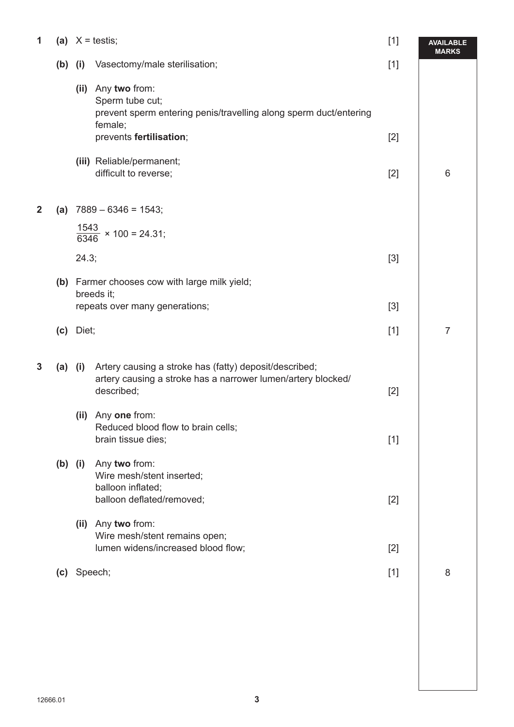| | | | | | AVAILABLE MARKS |
|---|---|---|---|---|---|
| 1 | (a) | | X = testis; | [1] | |
| | (b) | (i) | Vasectomy/male sterilisation; | [1] | |
| | | (ii) | Any **two** from:<br>Sperm tube cut;<br>prevent sperm entering penis/travelling along sperm duct/entering female;<br>prevents **fertilisation**; | [2] | |
| | | (iii) | Reliable/permanent;<br>difficult to reverse; | [2] | 6 |
| 2 | (a) | | 7889 – 6346 = 1543;<br>$\frac{1543}{6346} \times 100 = 24.31$;<br>24.3; | [3] | |
| | (b) | | Farmer chooses cow with large milk yield;<br>breeds it;<br>repeats over many generations; | [3] | |
| | (c) | | Diet; | [1] | 7 |
| 3 | (a) | (i) | Artery causing a stroke has (fatty) deposit/described;<br>artery causing a stroke has a narrower lumen/artery blocked/ described; | [2] | |
| | | (ii) | Any **one** from:<br>Reduced blood flow to brain cells;<br>brain tissue dies; | [1] | |
| | (b) | (i) | Any **two** from:<br>Wire mesh/stent inserted;<br>balloon inflated;<br>balloon deflated/removed; | [2] | |
| | | (ii) | Any **two** from:<br>Wire mesh/stent remains open;<br>lumen widens/increased blood flow; | [2] | |
| | (c) | | Speech; | [1] | 8 |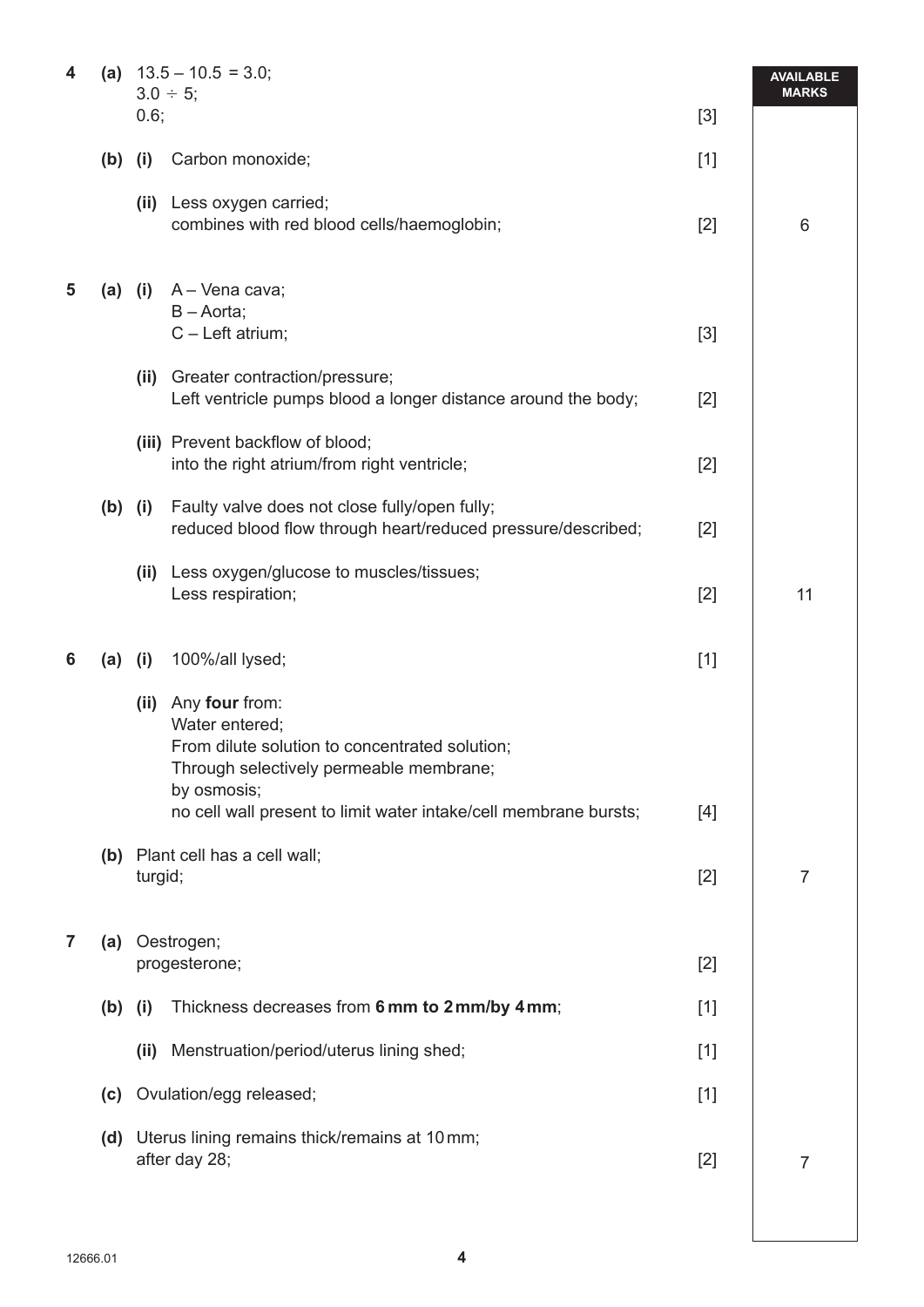| | | | | | AVAILABLE MARKS |
|---|---|---|---|---|---|
| **4** | **(a)** | | $13.5 - 10.5 = 3.0$;<br>$3.0 \div 5$;<br>0.6; | [3] | |
| | **(b)** | **(i)** | Carbon monoxide; | [1] | |
| | | **(ii)** | Less oxygen carried;<br>combines with red blood cells/haemoglobin; | [2] | 6 |
| **5** | **(a)** | **(i)** | A – Vena cava;<br>B – Aorta;<br>C – Left atrium; | [3] | |
| | | **(ii)** | Greater contraction/pressure;<br>Left ventricle pumps blood a longer distance around the body; | [2] | |
| | | **(iii)** | Prevent backflow of blood;<br>into the right atrium/from right ventricle; | [2] | |
| | **(b)** | **(i)** | Faulty valve does not close fully/open fully;<br>reduced blood flow through heart/reduced pressure/described; | [2] | |
| | | **(ii)** | Less oxygen/glucose to muscles/tissues;<br>Less respiration; | [2] | 11 |
| **6** | **(a)** | **(i)** | 100%/all lysed; | [1] | |
| | | **(ii)** | Any **four** from:<br>Water entered;<br>From dilute solution to concentrated solution;<br>Through selectively permeable membrane;<br>by osmosis;<br>no cell wall present to limit water intake/cell membrane bursts; | [4] | |
| | **(b)** | | Plant cell has a cell wall;<br>turgid; | [2] | 7 |
| **7** | **(a)** | | Oestrogen;<br>progesterone; | [2] | |
| | **(b)** | **(i)** | Thickness decreases from **6 mm to 2 mm/by 4 mm**; | [1] | |
| | | **(ii)** | Menstruation/period/uterus lining shed; | [1] | |
| | **(c)** | | Ovulation/egg released; | [1] | |
| | **(d)** | | Uterus lining remains thick/remains at 10 mm;<br>after day 28; | [2] | 7 |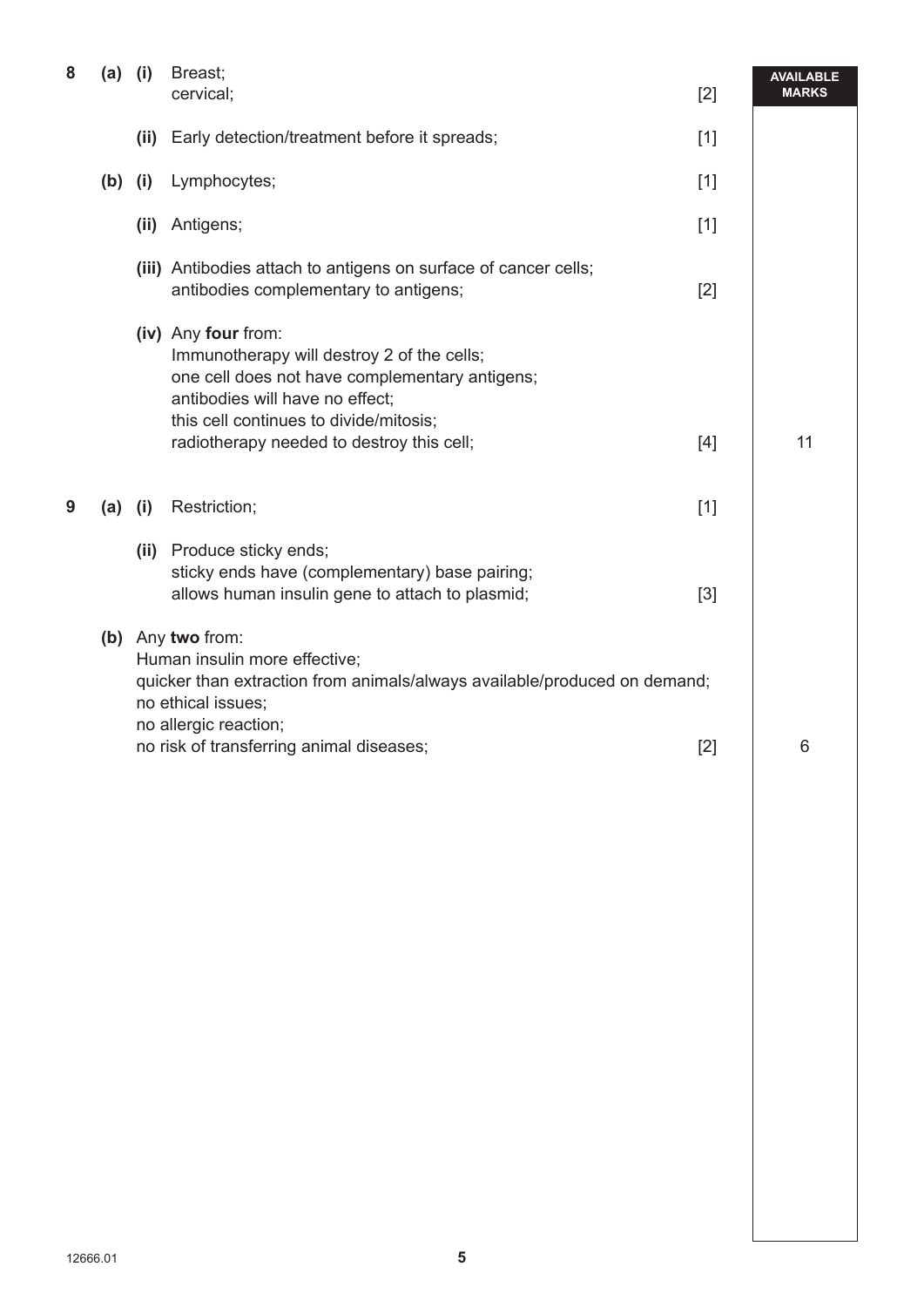| Question | | | Answer | Marks | AVAILABLE MARKS |
|---|---|---|---|---|---|
| 8 | (a) | (i) | Breast;<br>cervical; | [2] | |
| | | (ii) | Early detection/treatment before it spreads; | [1] | |
| | (b) | (i) | Lymphocytes; | [1] | |
| | | (ii) | Antigens; | [1] | |
| | | (iii) | Antibodies attach to antigens on surface of cancer cells;<br>antibodies complementary to antigens; | [2] | |
| | | (iv) | Any **four** from:<br>Immunotherapy will destroy 2 of the cells;<br>one cell does not have complementary antigens;<br>antibodies will have no effect;<br>this cell continues to divide/mitosis;<br>radiotherapy needed to destroy this cell; | [4] | 11 |
| 9 | (a) | (i) | Restriction; | [1] | |
| | | (ii) | Produce sticky ends;<br>sticky ends have (complementary) base pairing;<br>allows human insulin gene to attach to plasmid; | [3] | |
| | (b) | | Any **two** from:<br>Human insulin more effective;<br>quicker than extraction from animals/always available/produced on demand;<br>no ethical issues;<br>no allergic reaction;<br>no risk of transferring animal diseases; | [2] | 6 |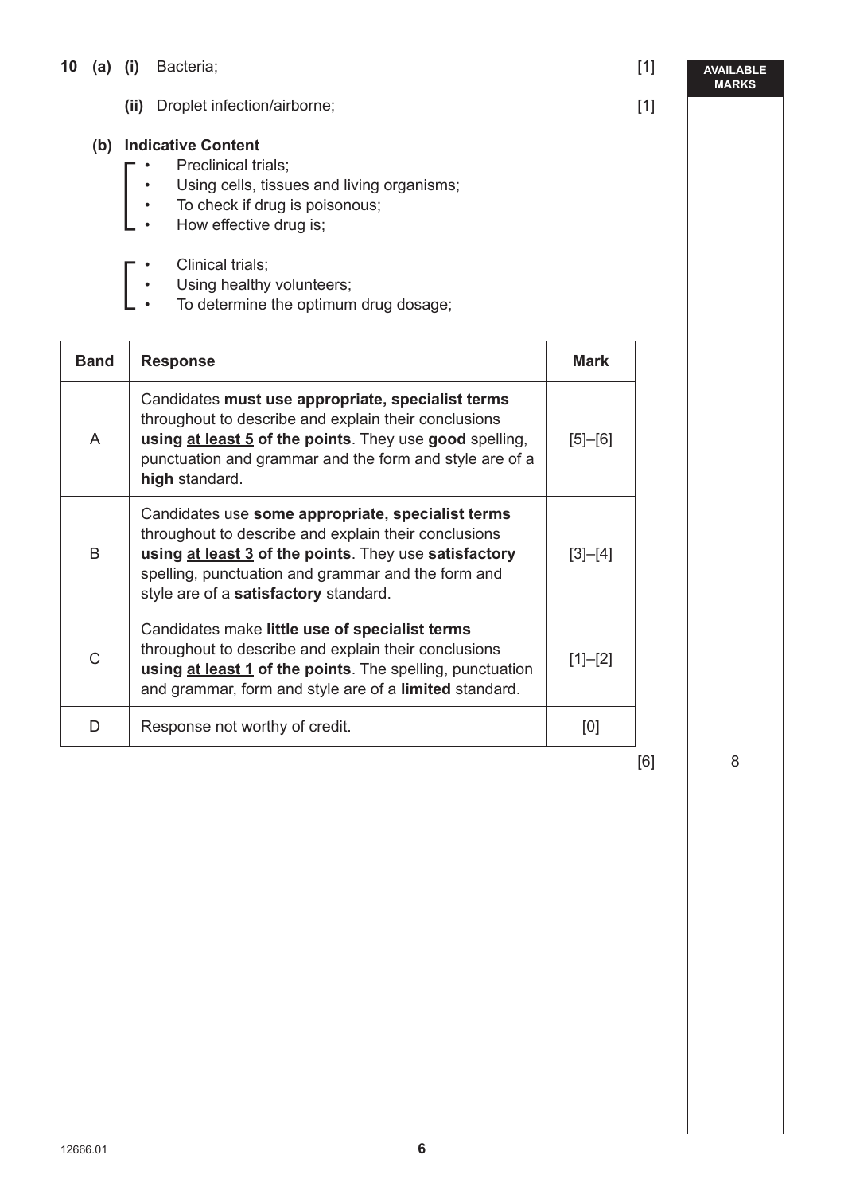**10 (a) (i)** Bacteria; [1]

**(ii)** Droplet infection/airborne; [1]

**(b) Indicative Content**

- Preclinical trials;
- Using cells, tissues and living organisms;
- To check if drug is poisonous;
- How effective drug is;

- Clinical trials;
- Using healthy volunteers;
- To determine the optimum drug dosage;

| Band | Response | Mark |
|---|---|---|
| A | Candidates **must use appropriate, specialist terms** throughout to describe and explain their conclusions **using <u>at least 5</u> of the points**. They use **good** spelling, punctuation and grammar and the form and style are of a **high** standard. | [5]–[6] |
| B | Candidates use **some appropriate, specialist terms** throughout to describe and explain their conclusions **using <u>at least 3</u> of the points**. They use **satisfactory** spelling, punctuation and grammar and the form and style are of a **satisfactory** standard. | [3]–[4] |
| C | Candidates make **little use of specialist terms** throughout to describe and explain their conclusions **using <u>at least 1</u> of the points**. The spelling, punctuation and grammar, form and style are of a **limited** standard. | [1]–[2] |
| D | Response not worthy of credit. | [0] |

[6]

AVAILABLE MARKS: 8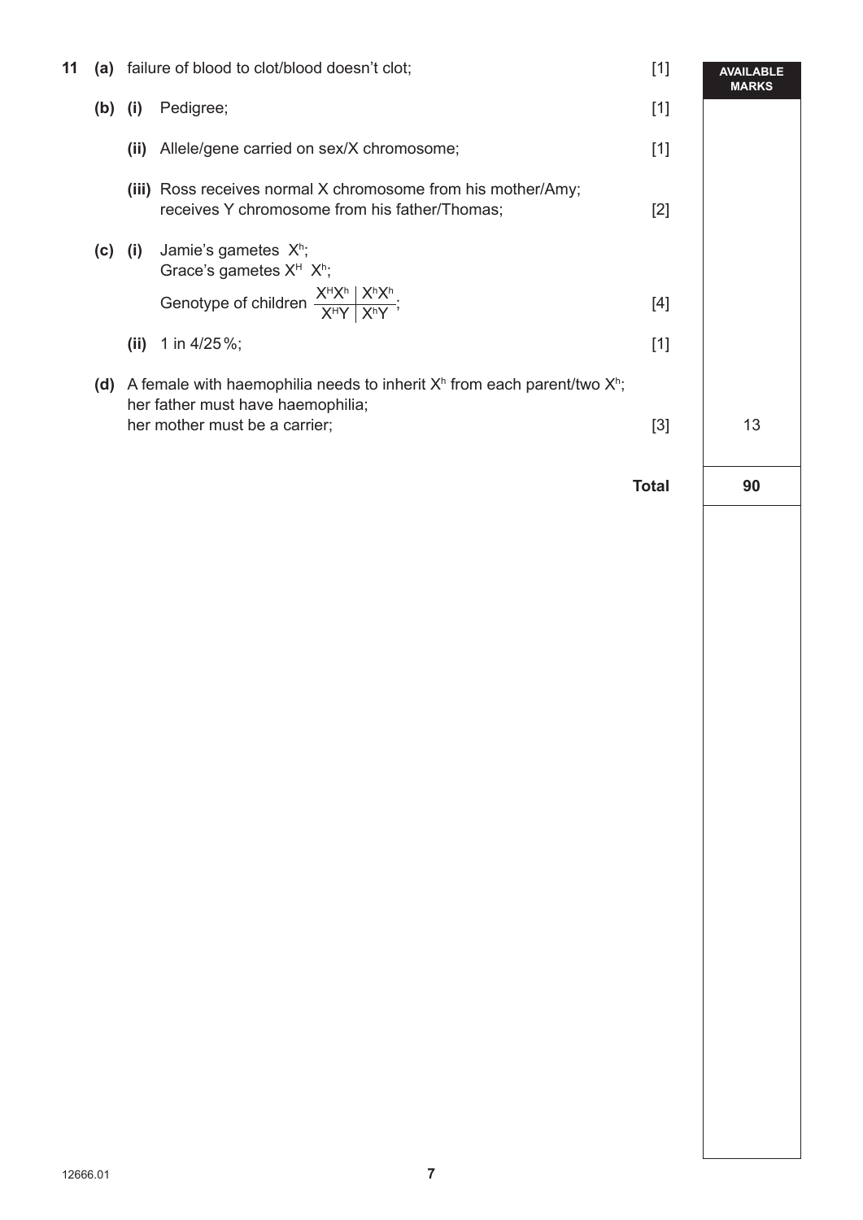| | | | | | AVAILABLE MARKS |
|---|---|---|---|---|---|
| 11 | (a) | | failure of blood to clot/blood doesn't clot; | [1] | |
| | (b) | (i) | Pedigree; | [1] | |
| | | (ii) | Allele/gene carried on sex/X chromosome; | [1] | |
| | | (iii) | Ross receives normal X chromosome from his mother/Amy; receives Y chromosome from his father/Thomas; | [2] | |
| | (c) | (i) | Jamie's gametes $X^h$; Grace's gametes $X^H$ $X^h$; Genotype of children $\frac{X^HX^h \mid X^hX^h}{X^HY \mid X^hY}$; | [4] | |
| | | (ii) | 1 in 4/25%; | [1] | |
| | (d) | | A female with haemophilia needs to inherit $X^h$ from each parent/two $X^h$; her father must have haemophilia; her mother must be a carrier; | [3] | 13 |
| | | | | **Total** | **90** |